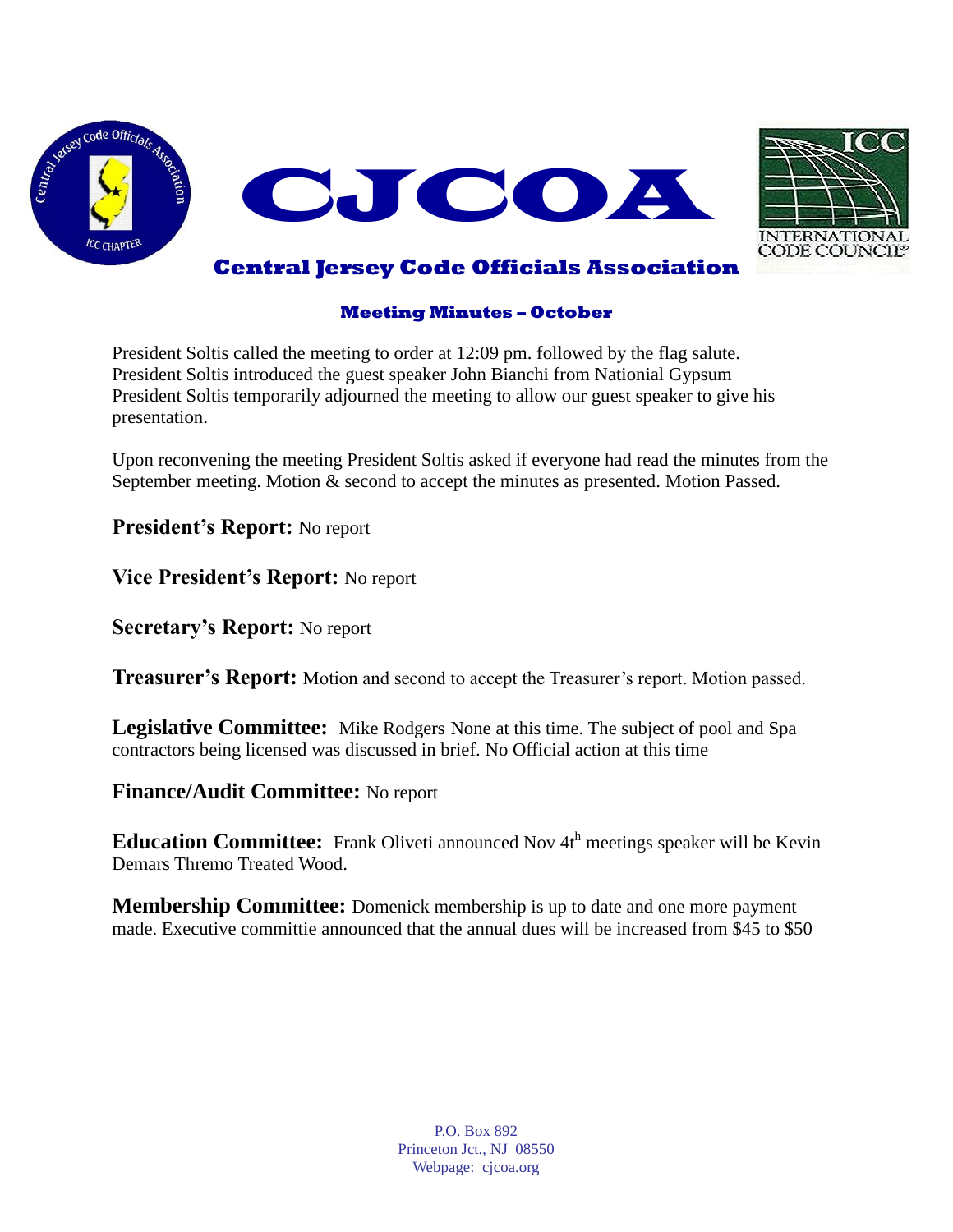# CJCOA

## Central Jersey Code Officials Association

### Meeting Minutes – October

President Soltis called the meeting to order at 12:09 pm. followed by the flag salute. President Soltis introduced the guest speaker John Bianchi from Nationial Gypsum President Soltis temporarily adjourned the meeting to allow our guest speaker to give his presentation.

Upon reconvening the meeting President Soltis asked if everyone had read the minutes from the September meeting. Motion & second to accept the minutes as presented. Motion Passed.

**President's Report:** No report

**Vice President's Report:** No report

**Secretary's Report:** No report

**Treasurer's Report:** Motion and second to accept the Treasurer's report. Motion passed.

**Legislative Committee:** Mike Rodgers None at this time. The subject of pool and Spa contractors being licensed was discussed in brief. No Official action at this time

**Finance/Audit Committee:** No report

**Education Committee:** Frank Oliveti announced Nov 4t[h] meetings speaker will be Kevin Demars Thremo Treated Wood.

**Membership Committee:** Domenick membership is up to date and one more payment made. Executive committie announced that the annual dues will be increased from $45 to $50

P.O. Box 892
Princeton Jct., NJ 08550
Webpage: cjcoa.org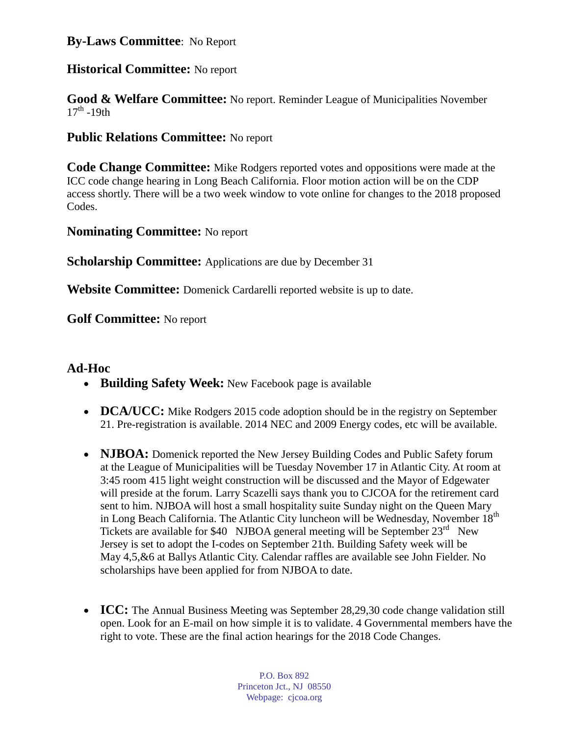**By-Laws Committee**: No Report

**Historical Committee:** No report

**Good & Welfare Committee:** No report. Reminder League of Municipalities November 17th -19th

**Public Relations Committee:** No report

**Code Change Committee:** Mike Rodgers reported votes and oppositions were made at the ICC code change hearing in Long Beach California. Floor motion action will be on the CDP access shortly. There will be a two week window to vote online for changes to the 2018 proposed Codes.

**Nominating Committee:** No report

**Scholarship Committee:** Applications are due by December 31

**Website Committee:** Domenick Cardarelli reported website is up to date.

**Golf Committee:** No report

**Ad-Hoc**

- **Building Safety Week:** New Facebook page is available
- **DCA/UCC:** Mike Rodgers 2015 code adoption should be in the registry on September 21. Pre-registration is available. 2014 NEC and 2009 Energy codes, etc will be available.
- **NJBOA:** Domenick reported the New Jersey Building Codes and Public Safety forum at the League of Municipalities will be Tuesday November 17 in Atlantic City. At room at 3:45 room 415 light weight construction will be discussed and the Mayor of Edgewater will preside at the forum. Larry Scazelli says thank you to CJCOA for the retirement card sent to him. NJBOA will host a small hospitality suite Sunday night on the Queen Mary in Long Beach California. The Atlantic City luncheon will be Wednesday, November 18th Tickets are available for $40 NJBOA general meeting will be September 23rd New Jersey is set to adopt the I-codes on September 21th. Building Safety week will be May 4,5,&6 at Ballys Atlantic City. Calendar raffles are available see John Fielder. No scholarships have been applied for from NJBOA to date.
- **ICC:** The Annual Business Meeting was September 28,29,30 code change validation still open. Look for an E-mail on how simple it is to validate. 4 Governmental members have the right to vote. These are the final action hearings for the 2018 Code Changes.

P.O. Box 892
Princeton Jct., NJ 08550
Webpage: cjcoa.org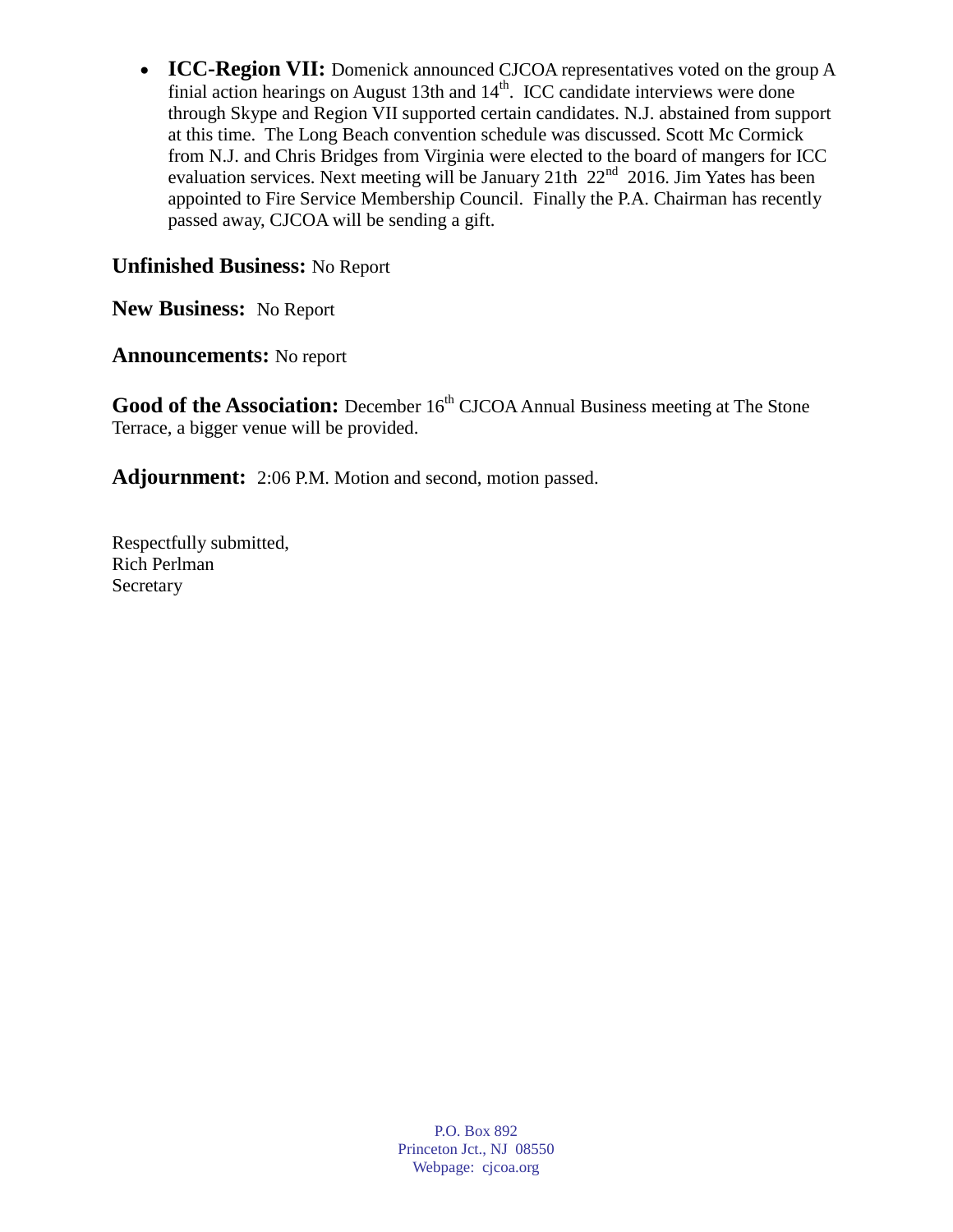- **ICC-Region VII:** Domenick announced CJCOA representatives voted on the group A finial action hearings on August 13th and 14th. ICC candidate interviews were done through Skype and Region VII supported certain candidates. N.J. abstained from support at this time. The Long Beach convention schedule was discussed. Scott Mc Cormick from N.J. and Chris Bridges from Virginia were elected to the board of mangers for ICC evaluation services. Next meeting will be January 21th 22nd 2016. Jim Yates has been appointed to Fire Service Membership Council. Finally the P.A. Chairman has recently passed away, CJCOA will be sending a gift.

**Unfinished Business:** No Report

**New Business:** No Report

**Announcements:** No report

**Good of the Association:** December 16th CJCOA Annual Business meeting at The Stone Terrace, a bigger venue will be provided.

**Adjournment:** 2:06 P.M. Motion and second, motion passed.

Respectfully submitted,
Rich Perlman
Secretary

P.O. Box 892
Princeton Jct., NJ 08550
Webpage: cjcoa.org